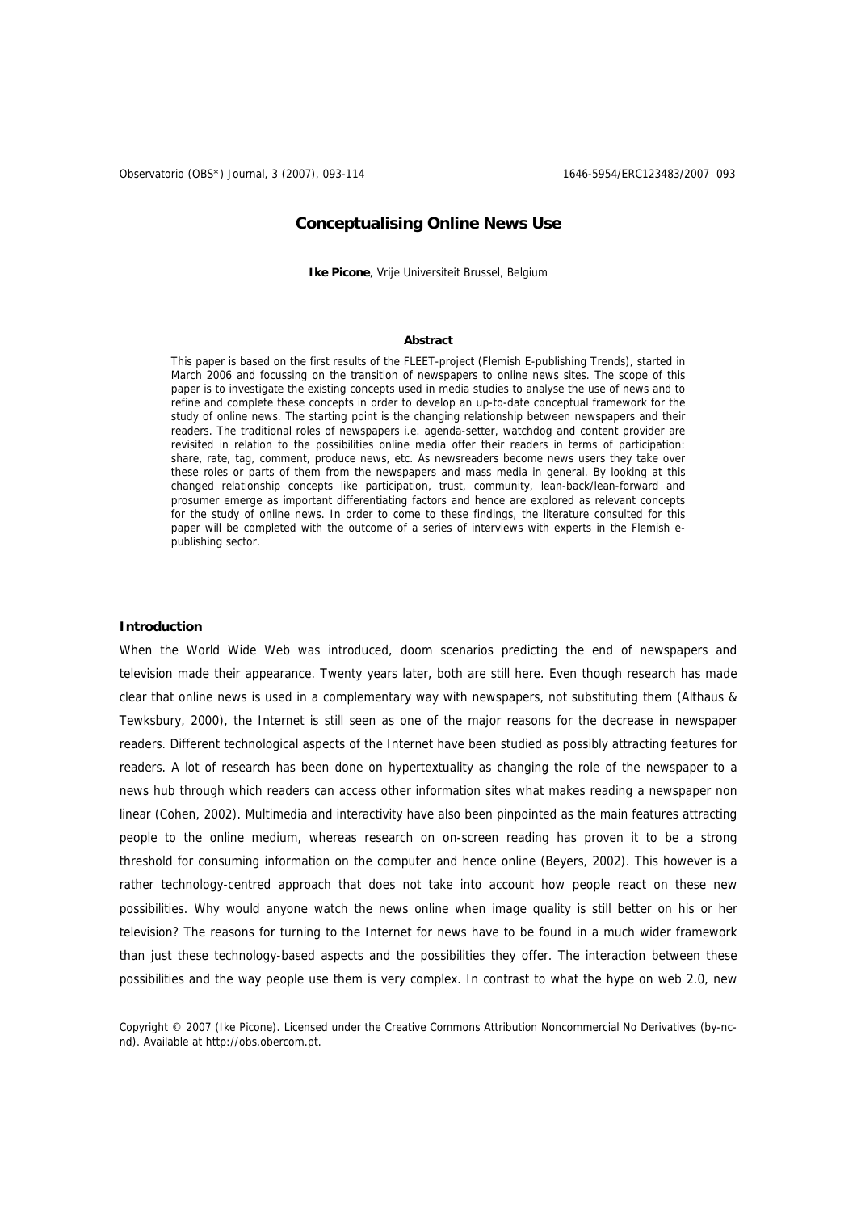# Conceptualising Online News Use

**Ike Picone**, Vrije Universiteit Brussel, Belgium

### Abstract

This paper is based on the first results of the FLEET-project (Flemish E-publishing Trends), started in March 2006 and focussing on the transition of newspapers to online news sites. The scope of this paper is to investigate the existing concepts used in media studies to analyse the use of news and to refine and complete these concepts in order to develop an up-to-date conceptual framework for the study of online news. The starting point is the changing relationship between newspapers and their readers. The traditional roles of newspapers i.e. agenda-setter, watchdog and content provider are revisited in relation to the possibilities online media offer their readers in terms of participation: share, rate, tag, comment, produce news, etc. As newsreaders become news users they take over these roles or parts of them from the newspapers and mass media in general. By looking at this changed relationship concepts like participation, trust, community, lean-back/lean-forward and prosumer emerge as important differentiating factors and hence are explored as relevant concepts for the study of online news. In order to come to these findings, the literature consulted for this paper will be completed with the outcome of a series of interviews with experts in the Flemish e-publishing sector.

## Introduction

When the World Wide Web was introduced, doom scenarios predicting the end of newspapers and television made their appearance. Twenty years later, both are still here. Even though research has made clear that online news is used in a complementary way with newspapers, not substituting them (Althaus & Tewksbury, 2000), the Internet is still seen as one of the major reasons for the decrease in newspaper readers. Different technological aspects of the Internet have been studied as possibly attracting features for readers. A lot of research has been done on hypertextuality as changing the role of the newspaper to a news hub through which readers can access other information sites what makes reading a newspaper non linear (Cohen, 2002). Multimedia and interactivity have also been pinpointed as the main features attracting people to the online medium, whereas research on on-screen reading has proven it to be a strong threshold for consuming information on the computer and hence online (Beyers, 2002). This however is a rather technology-centred approach that does not take into account how people react on these new possibilities. Why would anyone watch the news online when image quality is still better on his or her television? The reasons for turning to the Internet for news have to be found in a much wider framework than just these technology-based aspects and the possibilities they offer. The interaction between these possibilities and the way people use them is very complex. In contrast to what the hype on web 2.0, new

Copyright © 2007 (Ike Picone). Licensed under the Creative Commons Attribution Noncommercial No Derivatives (by-nc-nd). Available at http://obs.obercom.pt.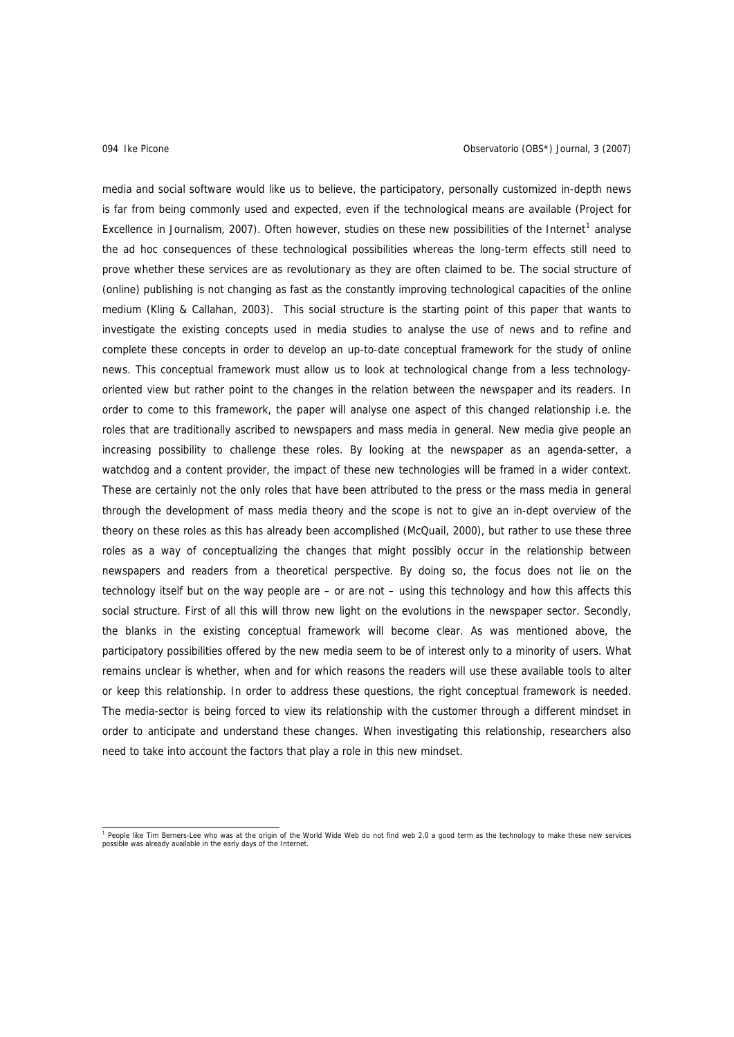media and social software would like us to believe, the participatory, personally customized in-depth news is far from being commonly used and expected, even if the technological means are available (Project for Excellence in Journalism, 2007). Often however, studies on these new possibilities of the Internet[1] analyse the ad hoc consequences of these technological possibilities whereas the long-term effects still need to prove whether these services are as revolutionary as they are often claimed to be. The social structure of (online) publishing is not changing as fast as the constantly improving technological capacities of the online medium (Kling & Callahan, 2003). This social structure is the starting point of this paper that wants to investigate the existing concepts used in media studies to analyse the use of news and to refine and complete these concepts in order to develop an up-to-date conceptual framework for the study of online news. This conceptual framework must allow us to look at technological change from a less technology-oriented view but rather point to the changes in the relation between the newspaper and its readers. In order to come to this framework, the paper will analyse one aspect of this changed relationship i.e. the roles that are traditionally ascribed to newspapers and mass media in general. New media give people an increasing possibility to challenge these roles. By looking at the newspaper as an agenda-setter, a watchdog and a content provider, the impact of these new technologies will be framed in a wider context. These are certainly not the only roles that have been attributed to the press or the mass media in general through the development of mass media theory and the scope is not to give an in-dept overview of the theory on these roles as this has already been accomplished (McQuail, 2000), but rather to use these three roles as a way of conceptualizing the changes that might possibly occur in the relationship between newspapers and readers from a theoretical perspective. By doing so, the focus does not lie on the technology itself but on the way people are – or are not – using this technology and how this affects this social structure. First of all this will throw new light on the evolutions in the newspaper sector. Secondly, the blanks in the existing conceptual framework will become clear. As was mentioned above, the participatory possibilities offered by the new media seem to be of interest only to a minority of users. What remains unclear is whether, when and for which reasons the readers will use these available tools to alter or keep this relationship. In order to address these questions, the right conceptual framework is needed. The media-sector is being forced to view its relationship with the customer through a different mindset in order to anticipate and understand these changes. When investigating this relationship, researchers also need to take into account the factors that play a role in this new mindset.

[1] People like Tim Berners-Lee who was at the origin of the World Wide Web do not find web 2.0 a good term as the technology to make these new services possible was already available in the early days of the Internet.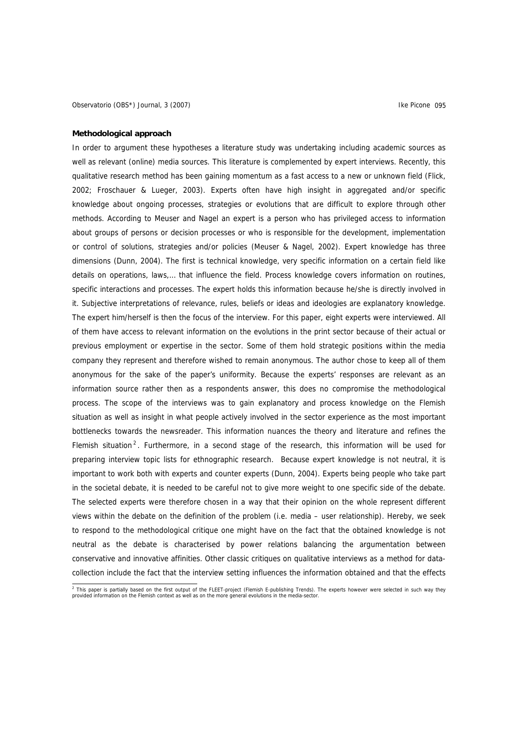**Methodological approach**

In order to argument these hypotheses a literature study was undertaking including academic sources as well as relevant (online) media sources. This literature is complemented by expert interviews. Recently, this qualitative research method has been gaining momentum as a fast access to a new or unknown field (Flick, 2002; Froschauer & Lueger, 2003). Experts often have high insight in aggregated and/or specific knowledge about ongoing processes, strategies or evolutions that are difficult to explore through other methods. According to Meuser and Nagel an expert is a person who has privileged access to information about groups of persons or decision processes or who is responsible for the development, implementation or control of solutions, strategies and/or policies (Meuser & Nagel, 2002). Expert knowledge has three dimensions (Dunn, 2004). The first is technical knowledge, very specific information on a certain field like details on operations, laws,… that influence the field. Process knowledge covers information on routines, specific interactions and processes. The expert holds this information because he/she is directly involved in it. Subjective interpretations of relevance, rules, beliefs or ideas and ideologies are explanatory knowledge. The expert him/herself is then the focus of the interview. For this paper, eight experts were interviewed. All of them have access to relevant information on the evolutions in the print sector because of their actual or previous employment or expertise in the sector. Some of them hold strategic positions within the media company they represent and therefore wished to remain anonymous. The author chose to keep all of them anonymous for the sake of the paper's uniformity. Because the experts' responses are relevant as an information source rather then as a respondents answer, this does no compromise the methodological process. The scope of the interviews was to gain explanatory and process knowledge on the Flemish situation as well as insight in what people actively involved in the sector experience as the most important bottlenecks towards the newsreader. This information nuances the theory and literature and refines the Flemish situation[2]. Furthermore, in a second stage of the research, this information will be used for preparing interview topic lists for ethnographic research. Because expert knowledge is not neutral, it is important to work both with experts and counter experts (Dunn, 2004). Experts being people who take part in the societal debate, it is needed to be careful not to give more weight to one specific side of the debate. The selected experts were therefore chosen in a way that their opinion on the whole represent different views within the debate on the definition of the problem (i.e. media – user relationship). Hereby, we seek to respond to the methodological critique one might have on the fact that the obtained knowledge is not neutral as the debate is characterised by power relations balancing the argumentation between conservative and innovative affinities. Other classic critiques on qualitative interviews as a method for data-collection include the fact that the interview setting influences the information obtained and that the effects

[2] This paper is partially based on the first output of the FLEET-project (Flemish E-publishing Trends). The experts however were selected in such way they provided information on the Flemish context as well as on the more general evolutions in the media-sector.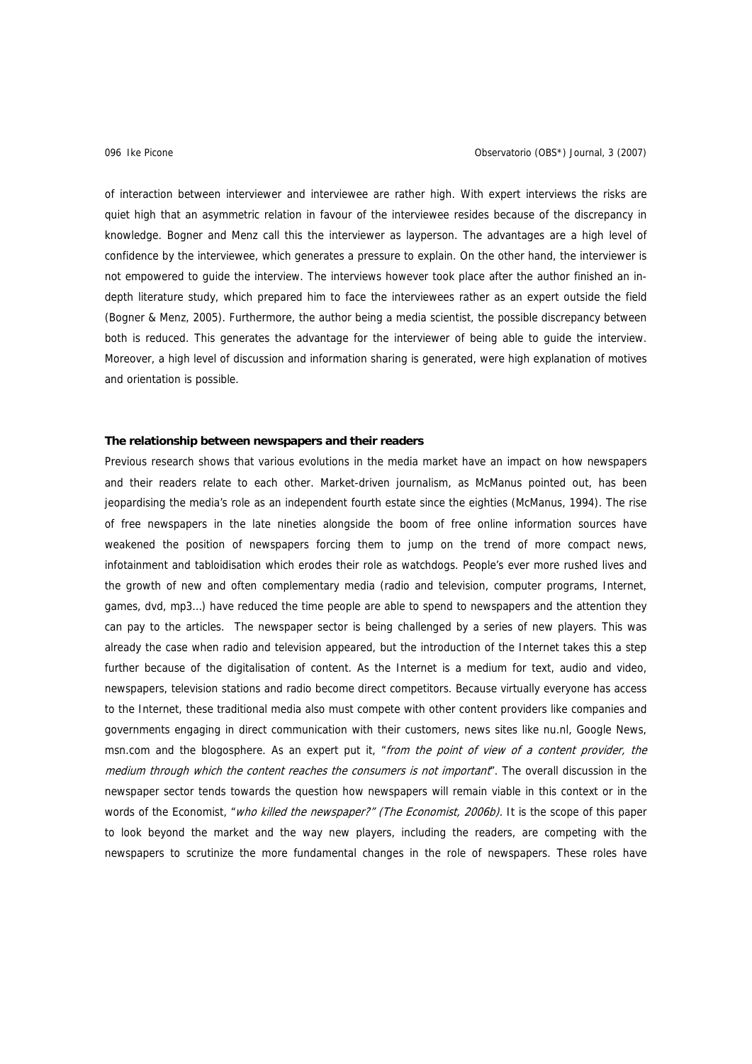of interaction between interviewer and interviewee are rather high. With expert interviews the risks are quiet high that an asymmetric relation in favour of the interviewee resides because of the discrepancy in knowledge. Bogner and Menz call this the interviewer as layperson. The advantages are a high level of confidence by the interviewee, which generates a pressure to explain. On the other hand, the interviewer is not empowered to guide the interview. The interviews however took place after the author finished an in-depth literature study, which prepared him to face the interviewees rather as an expert outside the field (Bogner & Menz, 2005). Furthermore, the author being a media scientist, the possible discrepancy between both is reduced. This generates the advantage for the interviewer of being able to guide the interview. Moreover, a high level of discussion and information sharing is generated, were high explanation of motives and orientation is possible.

**The relationship between newspapers and their readers**

Previous research shows that various evolutions in the media market have an impact on how newspapers and their readers relate to each other. Market-driven journalism, as McManus pointed out, has been jeopardising the media's role as an independent fourth estate since the eighties (McManus, 1994). The rise of free newspapers in the late nineties alongside the boom of free online information sources have weakened the position of newspapers forcing them to jump on the trend of more compact news, infotainment and tabloidisation which erodes their role as watchdogs. People's ever more rushed lives and the growth of new and often complementary media (radio and television, computer programs, Internet, games, dvd, mp3…) have reduced the time people are able to spend to newspapers and the attention they can pay to the articles. The newspaper sector is being challenged by a series of new players. This was already the case when radio and television appeared, but the introduction of the Internet takes this a step further because of the digitalisation of content. As the Internet is a medium for text, audio and video, newspapers, television stations and radio become direct competitors. Because virtually everyone has access to the Internet, these traditional media also must compete with other content providers like companies and governments engaging in direct communication with their customers, news sites like nu.nl, Google News, msn.com and the blogosphere. As an expert put it, "*from the point of view of a content provider, the medium through which the content reaches the consumers is not important*". The overall discussion in the newspaper sector tends towards the question how newspapers will remain viable in this context or in the words of the Economist, "*who killed the newspaper?" (The Economist, 2006b).* It is the scope of this paper to look beyond the market and the way new players, including the readers, are competing with the newspapers to scrutinize the more fundamental changes in the role of newspapers. These roles have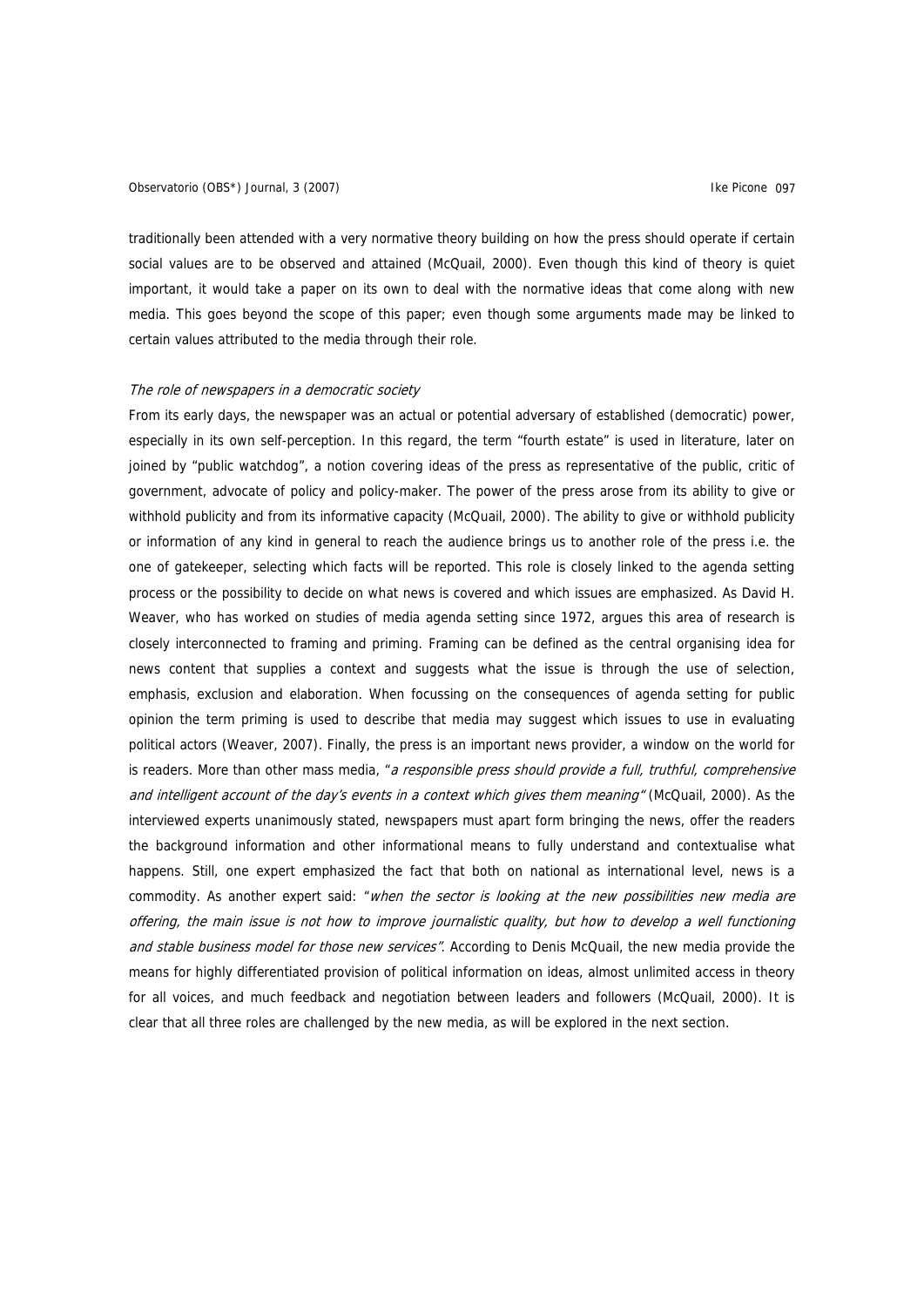traditionally been attended with a very normative theory building on how the press should operate if certain social values are to be observed and attained (McQuail, 2000). Even though this kind of theory is quiet important, it would take a paper on its own to deal with the normative ideas that come along with new media. This goes beyond the scope of this paper; even though some arguments made may be linked to certain values attributed to the media through their role.

*The role of newspapers in a democratic society*

From its early days, the newspaper was an actual or potential adversary of established (democratic) power, especially in its own self-perception. In this regard, the term "fourth estate" is used in literature, later on joined by "public watchdog", a notion covering ideas of the press as representative of the public, critic of government, advocate of policy and policy-maker. The power of the press arose from its ability to give or withhold publicity and from its informative capacity (McQuail, 2000). The ability to give or withhold publicity or information of any kind in general to reach the audience brings us to another role of the press i.e. the one of gatekeeper, selecting which facts will be reported. This role is closely linked to the agenda setting process or the possibility to decide on what news is covered and which issues are emphasized. As David H. Weaver, who has worked on studies of media agenda setting since 1972, argues this area of research is closely interconnected to framing and priming. Framing can be defined as the central organising idea for news content that supplies a context and suggests what the issue is through the use of selection, emphasis, exclusion and elaboration. When focussing on the consequences of agenda setting for public opinion the term priming is used to describe that media may suggest which issues to use in evaluating political actors (Weaver, 2007). Finally, the press is an important news provider, a window on the world for is readers. More than other mass media, "*a responsible press should provide a full, truthful, comprehensive and intelligent account of the day's events in a context which gives them meaning*" (McQuail, 2000). As the interviewed experts unanimously stated, newspapers must apart form bringing the news, offer the readers the background information and other informational means to fully understand and contextualise what happens. Still, one expert emphasized the fact that both on national as international level, news is a commodity. As another expert said: "*when the sector is looking at the new possibilities new media are offering, the main issue is not how to improve journalistic quality, but how to develop a well functioning and stable business model for those new services*". According to Denis McQuail, the new media provide the means for highly differentiated provision of political information on ideas, almost unlimited access in theory for all voices, and much feedback and negotiation between leaders and followers (McQuail, 2000). It is clear that all three roles are challenged by the new media, as will be explored in the next section.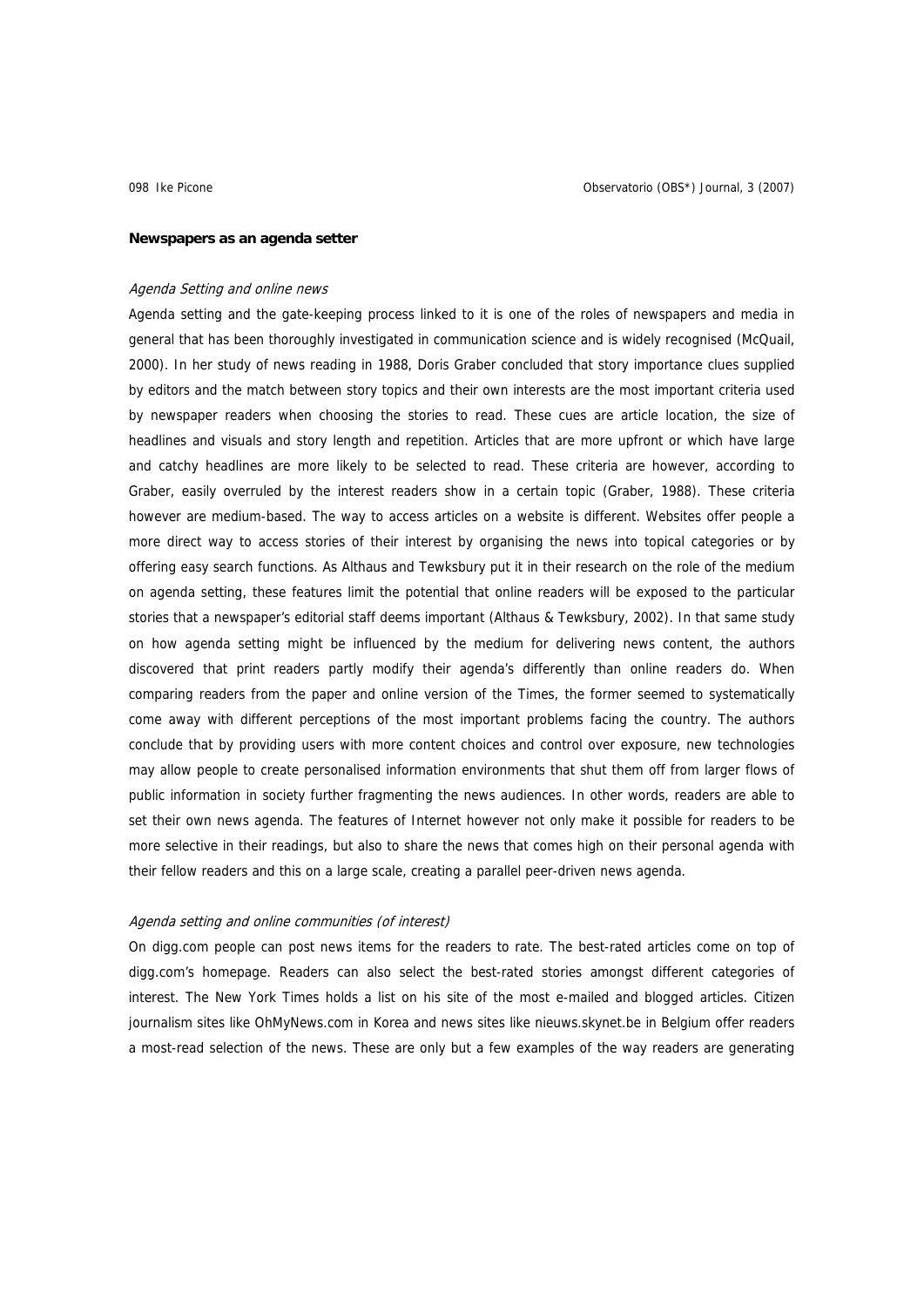## Newspapers as an agenda setter

### *Agenda Setting and online news*

Agenda setting and the gate-keeping process linked to it is one of the roles of newspapers and media in general that has been thoroughly investigated in communication science and is widely recognised (McQuail, 2000). In her study of news reading in 1988, Doris Graber concluded that story importance clues supplied by editors and the match between story topics and their own interests are the most important criteria used by newspaper readers when choosing the stories to read. These cues are article location, the size of headlines and visuals and story length and repetition. Articles that are more upfront or which have large and catchy headlines are more likely to be selected to read. These criteria are however, according to Graber, easily overruled by the interest readers show in a certain topic (Graber, 1988). These criteria however are medium-based. The way to access articles on a website is different. Websites offer people a more direct way to access stories of their interest by organising the news into topical categories or by offering easy search functions. As Althaus and Tewksbury put it in their research on the role of the medium on agenda setting, these features limit the potential that online readers will be exposed to the particular stories that a newspaper's editorial staff deems important (Althaus & Tewksbury, 2002). In that same study on how agenda setting might be influenced by the medium for delivering news content, the authors discovered that print readers partly modify their agenda's differently than online readers do. When comparing readers from the paper and online version of the Times, the former seemed to systematically come away with different perceptions of the most important problems facing the country. The authors conclude that by providing users with more content choices and control over exposure, new technologies may allow people to create personalised information environments that shut them off from larger flows of public information in society further fragmenting the news audiences. In other words, readers are able to set their own news agenda. The features of Internet however not only make it possible for readers to be more selective in their readings, but also to share the news that comes high on their personal agenda with their fellow readers and this on a large scale, creating a parallel peer-driven news agenda.

### *Agenda setting and online communities (of interest)*

On digg.com people can post news items for the readers to rate. The best-rated articles come on top of digg.com's homepage. Readers can also select the best-rated stories amongst different categories of interest. The New York Times holds a list on his site of the most e-mailed and blogged articles. Citizen journalism sites like OhMyNews.com in Korea and news sites like nieuws.skynet.be in Belgium offer readers a most-read selection of the news. These are only but a few examples of the way readers are generating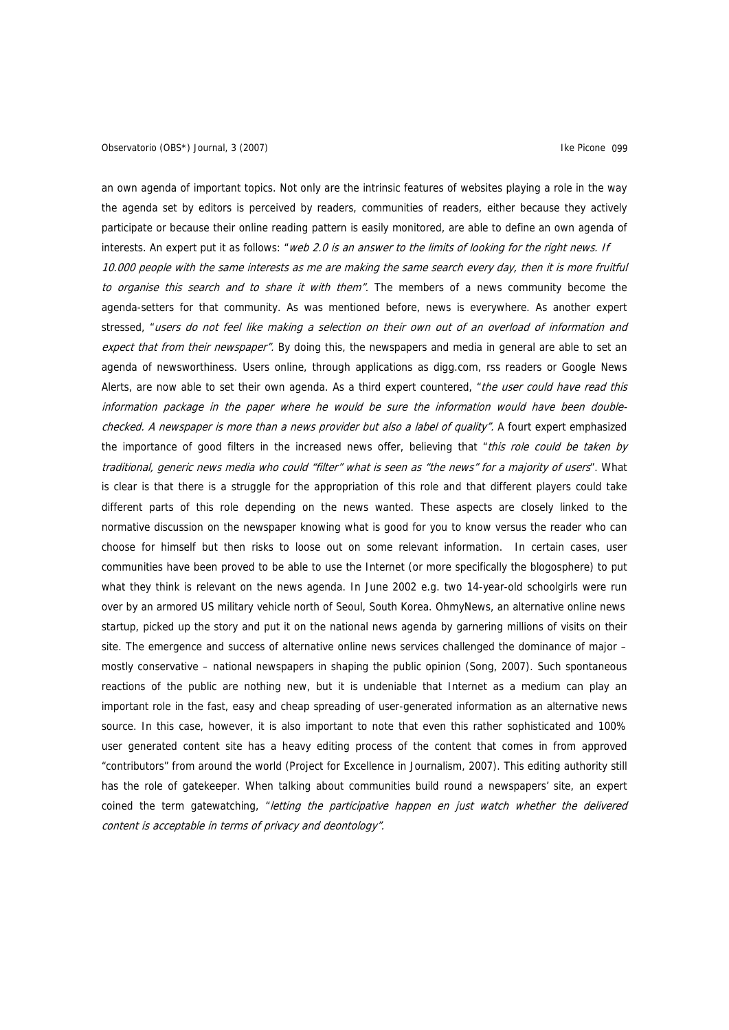an own agenda of important topics. Not only are the intrinsic features of websites playing a role in the way the agenda set by editors is perceived by readers, communities of readers, either because they actively participate or because their online reading pattern is easily monitored, are able to define an own agenda of interests. An expert put it as follows: "*web 2.0 is an answer to the limits of looking for the right news. If 10.000 people with the same interests as me are making the same search every day, then it is more fruitful to organise this search and to share it with them".* The members of a news community become the agenda-setters for that community. As was mentioned before, news is everywhere. As another expert stressed, "*users do not feel like making a selection on their own out of an overload of information and expect that from their newspaper".* By doing this, the newspapers and media in general are able to set an agenda of newsworthiness. Users online, through applications as digg.com, rss readers or Google News Alerts, are now able to set their own agenda. As a third expert countered, "*the user could have read this information package in the paper where he would be sure the information would have been double-checked. A newspaper is more than a news provider but also a label of quality".* A fourt expert emphasized the importance of good filters in the increased news offer, believing that "*this role could be taken by traditional, generic news media who could "filter" what is seen as "the news" for a majority of users*". What is clear is that there is a struggle for the appropriation of this role and that different players could take different parts of this role depending on the news wanted. These aspects are closely linked to the normative discussion on the newspaper knowing what is good for you to know versus the reader who can choose for himself but then risks to loose out on some relevant information. In certain cases, user communities have been proved to be able to use the Internet (or more specifically the blogosphere) to put what they think is relevant on the news agenda. In June 2002 e.g. two 14-year-old schoolgirls were run over by an armored US military vehicle north of Seoul, South Korea. OhmyNews, an alternative online news startup, picked up the story and put it on the national news agenda by garnering millions of visits on their site. The emergence and success of alternative online news services challenged the dominance of major – mostly conservative – national newspapers in shaping the public opinion (Song, 2007). Such spontaneous reactions of the public are nothing new, but it is undeniable that Internet as a medium can play an important role in the fast, easy and cheap spreading of user-generated information as an alternative news source. In this case, however, it is also important to note that even this rather sophisticated and 100% user generated content site has a heavy editing process of the content that comes in from approved "contributors" from around the world (Project for Excellence in Journalism, 2007). This editing authority still has the role of gatekeeper. When talking about communities build round a newspapers' site, an expert coined the term gatewatching, "*letting the participative happen en just watch whether the delivered content is acceptable in terms of privacy and deontology".*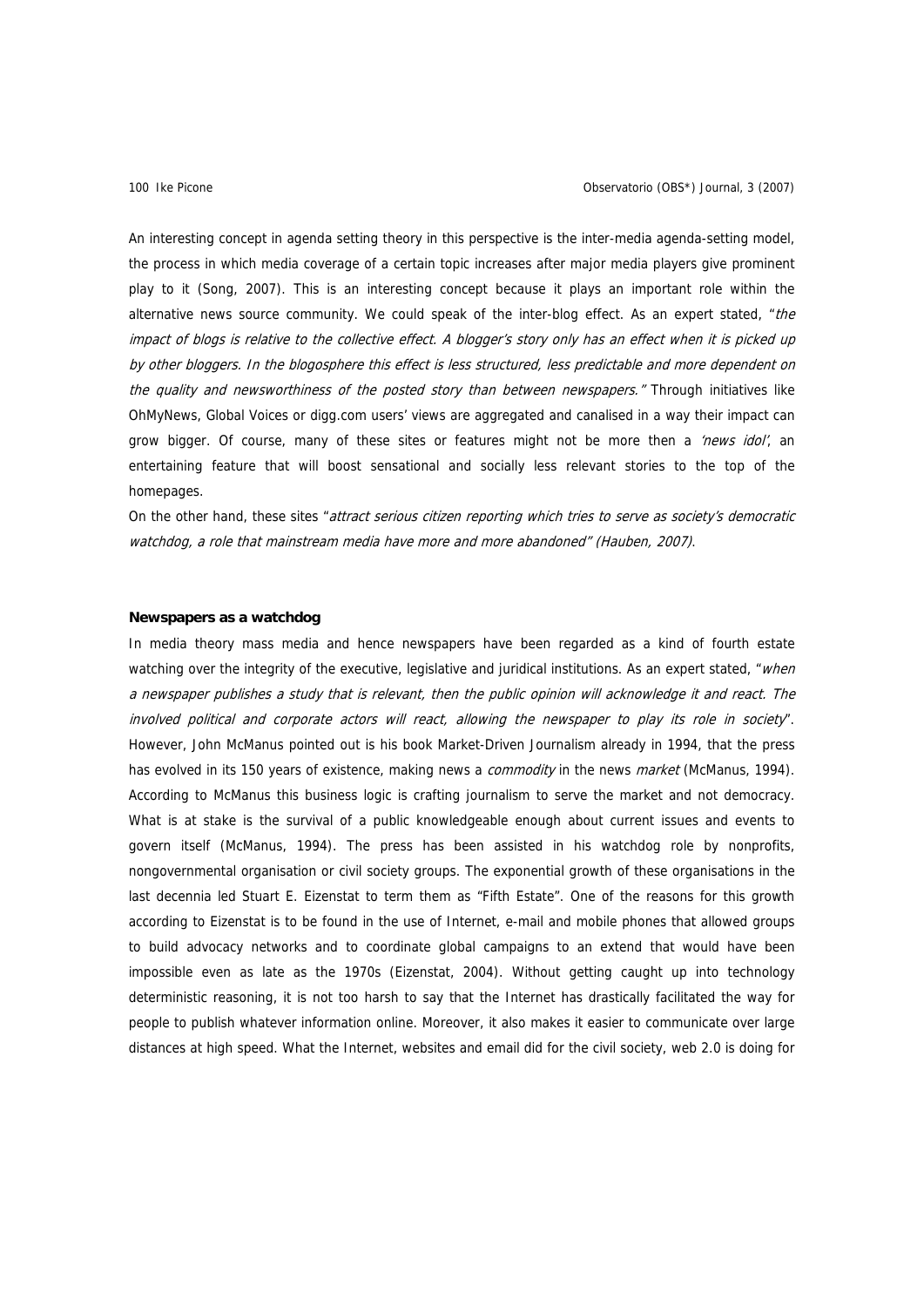An interesting concept in agenda setting theory in this perspective is the inter-media agenda-setting model, the process in which media coverage of a certain topic increases after major media players give prominent play to it (Song, 2007). This is an interesting concept because it plays an important role within the alternative news source community. We could speak of the inter-blog effect. As an expert stated, "*the impact of blogs is relative to the collective effect. A blogger's story only has an effect when it is picked up by other bloggers. In the blogosphere this effect is less structured, less predictable and more dependent on the quality and newsworthiness of the posted story than between newspapers."* Through initiatives like OhMyNews, Global Voices or digg.com users' views are aggregated and canalised in a way their impact can grow bigger. Of course, many of these sites or features might not be more then a *'news idol'*, an entertaining feature that will boost sensational and socially less relevant stories to the top of the homepages.

On the other hand, these sites "*attract serious citizen reporting which tries to serve as society's democratic watchdog, a role that mainstream media have more and more abandoned" (Hauben, 2007).*

**Newspapers as a watchdog**

In media theory mass media and hence newspapers have been regarded as a kind of fourth estate watching over the integrity of the executive, legislative and juridical institutions. As an expert stated, "*when a newspaper publishes a study that is relevant, then the public opinion will acknowledge it and react. The involved political and corporate actors will react, allowing the newspaper to play its role in society*". However, John McManus pointed out is his book Market-Driven Journalism already in 1994, that the press has evolved in its 150 years of existence, making news a *commodity* in the news *market* (McManus, 1994). According to McManus this business logic is crafting journalism to serve the market and not democracy. What is at stake is the survival of a public knowledgeable enough about current issues and events to govern itself (McManus, 1994). The press has been assisted in his watchdog role by nonprofits, nongovernmental organisation or civil society groups. The exponential growth of these organisations in the last decennia led Stuart E. Eizenstat to term them as "Fifth Estate". One of the reasons for this growth according to Eizenstat is to be found in the use of Internet, e-mail and mobile phones that allowed groups to build advocacy networks and to coordinate global campaigns to an extend that would have been impossible even as late as the 1970s (Eizenstat, 2004). Without getting caught up into technology deterministic reasoning, it is not too harsh to say that the Internet has drastically facilitated the way for people to publish whatever information online. Moreover, it also makes it easier to communicate over large distances at high speed. What the Internet, websites and email did for the civil society, web 2.0 is doing for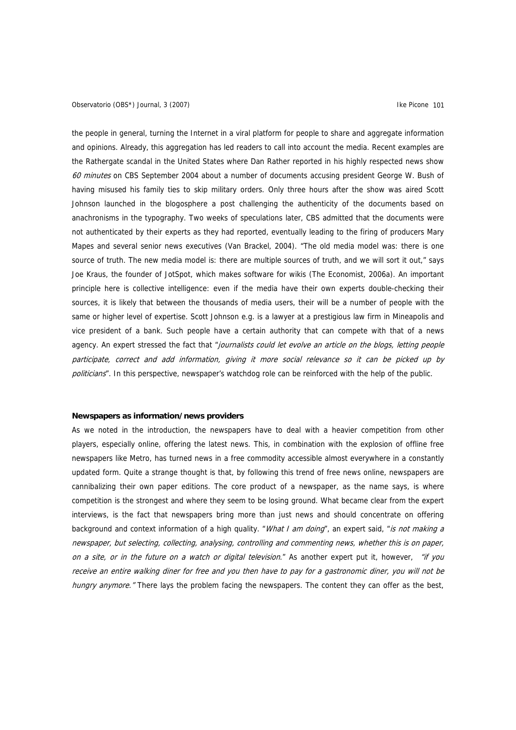the people in general, turning the Internet in a viral platform for people to share and aggregate information and opinions. Already, this aggregation has led readers to call into account the media. Recent examples are the Rathergate scandal in the United States where Dan Rather reported in his highly respected news show *60 minutes* on CBS September 2004 about a number of documents accusing president George W. Bush of having misused his family ties to skip military orders. Only three hours after the show was aired Scott Johnson launched in the blogosphere a post challenging the authenticity of the documents based on anachronisms in the typography. Two weeks of speculations later, CBS admitted that the documents were not authenticated by their experts as they had reported, eventually leading to the firing of producers Mary Mapes and several senior news executives (Van Brackel, 2004). "The old media model was: there is one source of truth. The new media model is: there are multiple sources of truth, and we will sort it out," says Joe Kraus, the founder of JotSpot, which makes software for wikis (The Economist, 2006a). An important principle here is collective intelligence: even if the media have their own experts double-checking their sources, it is likely that between the thousands of media users, their will be a number of people with the same or higher level of expertise. Scott Johnson e.g. is a lawyer at a prestigious law firm in Mineapolis and vice president of a bank. Such people have a certain authority that can compete with that of a news agency. An expert stressed the fact that "*journalists could let evolve an article on the blogs, letting people participate, correct and add information, giving it more social relevance so it can be picked up by politicians*". In this perspective, newspaper's watchdog role can be reinforced with the help of the public.

**Newspapers as information/news providers**

As we noted in the introduction, the newspapers have to deal with a heavier competition from other players, especially online, offering the latest news. This, in combination with the explosion of offline free newspapers like Metro, has turned news in a free commodity accessible almost everywhere in a constantly updated form. Quite a strange thought is that, by following this trend of free news online, newspapers are cannibalizing their own paper editions. The core product of a newspaper, as the name says, is where competition is the strongest and where they seem to be losing ground. What became clear from the expert interviews, is the fact that newspapers bring more than just news and should concentrate on offering background and context information of a high quality. "*What I am doing*", an expert said, "*is not making a newspaper, but selecting, collecting, analysing, controlling and commenting news, whether this is on paper, on a site, or in the future on a watch or digital television*." As another expert put it, however, "*if you receive an entire walking diner for free and you then have to pay for a gastronomic diner, you will not be hungry anymore.*" There lays the problem facing the newspapers. The content they can offer as the best,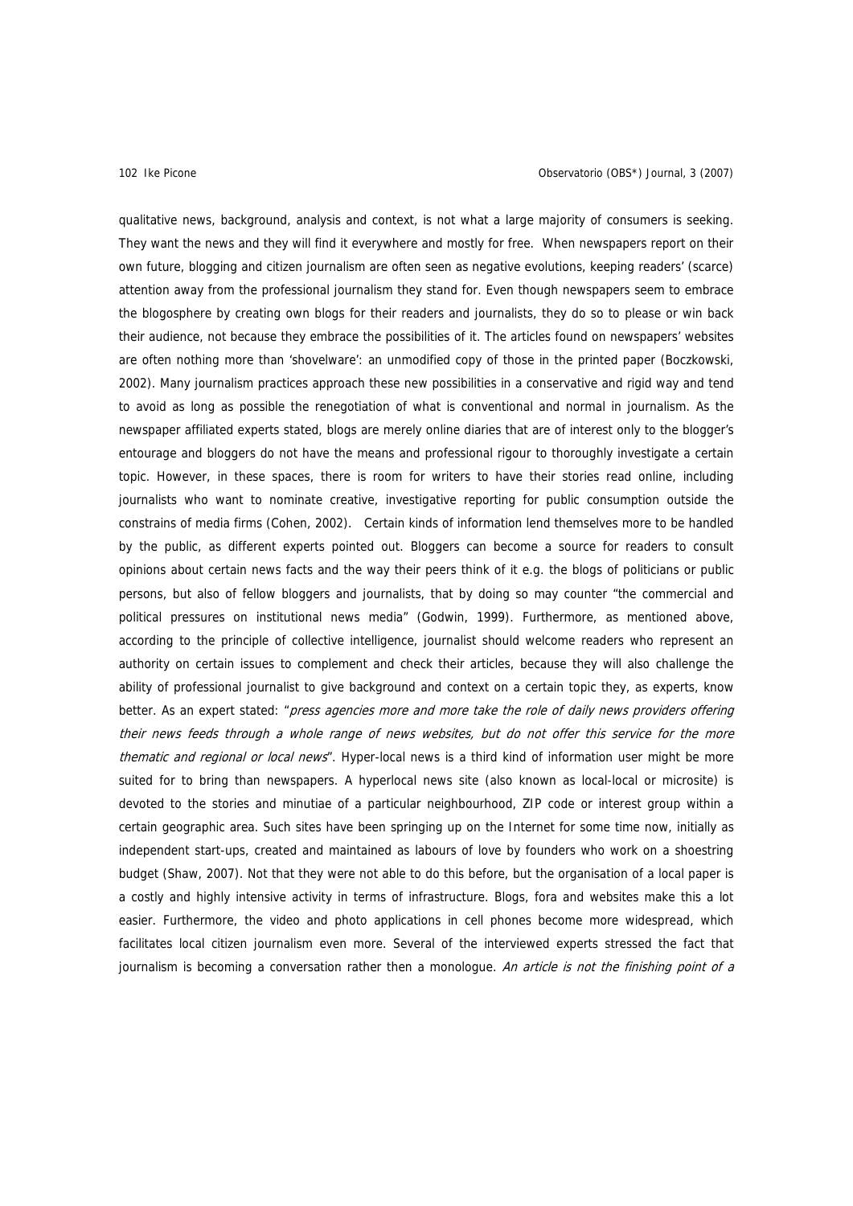qualitative news, background, analysis and context, is not what a large majority of consumers is seeking. They want the news and they will find it everywhere and mostly for free. When newspapers report on their own future, blogging and citizen journalism are often seen as negative evolutions, keeping readers' (scarce) attention away from the professional journalism they stand for. Even though newspapers seem to embrace the blogosphere by creating own blogs for their readers and journalists, they do so to please or win back their audience, not because they embrace the possibilities of it. The articles found on newspapers' websites are often nothing more than 'shovelware': an unmodified copy of those in the printed paper (Boczkowski, 2002). Many journalism practices approach these new possibilities in a conservative and rigid way and tend to avoid as long as possible the renegotiation of what is conventional and normal in journalism. As the newspaper affiliated experts stated, blogs are merely online diaries that are of interest only to the blogger's entourage and bloggers do not have the means and professional rigour to thoroughly investigate a certain topic. However, in these spaces, there is room for writers to have their stories read online, including journalists who want to nominate creative, investigative reporting for public consumption outside the constrains of media firms (Cohen, 2002). Certain kinds of information lend themselves more to be handled by the public, as different experts pointed out. Bloggers can become a source for readers to consult opinions about certain news facts and the way their peers think of it e.g. the blogs of politicians or public persons, but also of fellow bloggers and journalists, that by doing so may counter "the commercial and political pressures on institutional news media" (Godwin, 1999). Furthermore, as mentioned above, according to the principle of collective intelligence, journalist should welcome readers who represent an authority on certain issues to complement and check their articles, because they will also challenge the ability of professional journalist to give background and context on a certain topic they, as experts, know better. As an expert stated: "*press agencies more and more take the role of daily news providers offering their news feeds through a whole range of news websites, but do not offer this service for the more thematic and regional or local news*". Hyper-local news is a third kind of information user might be more suited for to bring than newspapers. A hyperlocal news site (also known as local-local or microsite) is devoted to the stories and minutiae of a particular neighbourhood, ZIP code or interest group within a certain geographic area. Such sites have been springing up on the Internet for some time now, initially as independent start-ups, created and maintained as labours of love by founders who work on a shoestring budget (Shaw, 2007). Not that they were not able to do this before, but the organisation of a local paper is a costly and highly intensive activity in terms of infrastructure. Blogs, fora and websites make this a lot easier. Furthermore, the video and photo applications in cell phones become more widespread, which facilitates local citizen journalism even more. Several of the interviewed experts stressed the fact that journalism is becoming a conversation rather then a monologue. *An article is not the finishing point of a*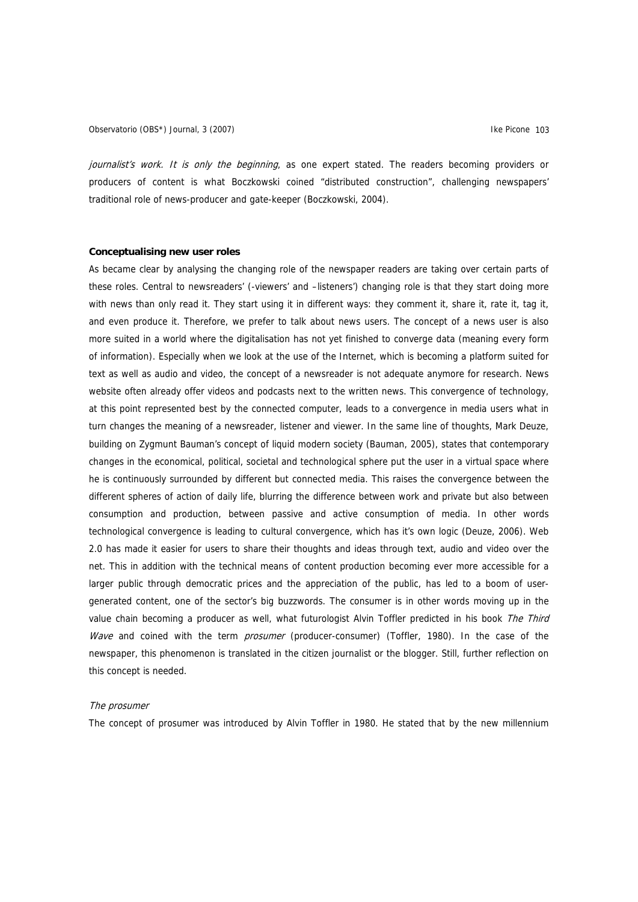*journalist's work. It is only the beginning*, as one expert stated. The readers becoming providers or producers of content is what Boczkowski coined "distributed construction", challenging newspapers' traditional role of news-producer and gate-keeper (Boczkowski, 2004).

**Conceptualising new user roles**

As became clear by analysing the changing role of the newspaper readers are taking over certain parts of these roles. Central to newsreaders' (-viewers' and –listeners') changing role is that they start doing more with news than only read it. They start using it in different ways: they comment it, share it, rate it, tag it, and even produce it. Therefore, we prefer to talk about news users. The concept of a news user is also more suited in a world where the digitalisation has not yet finished to converge data (meaning every form of information). Especially when we look at the use of the Internet, which is becoming a platform suited for text as well as audio and video, the concept of a newsreader is not adequate anymore for research. News website often already offer videos and podcasts next to the written news. This convergence of technology, at this point represented best by the connected computer, leads to a convergence in media users what in turn changes the meaning of a newsreader, listener and viewer. In the same line of thoughts, Mark Deuze, building on Zygmunt Bauman's concept of liquid modern society (Bauman, 2005), states that contemporary changes in the economical, political, societal and technological sphere put the user in a virtual space where he is continuously surrounded by different but connected media. This raises the convergence between the different spheres of action of daily life, blurring the difference between work and private but also between consumption and production, between passive and active consumption of media. In other words technological convergence is leading to cultural convergence, which has it's own logic (Deuze, 2006). Web 2.0 has made it easier for users to share their thoughts and ideas through text, audio and video over the net. This in addition with the technical means of content production becoming ever more accessible for a larger public through democratic prices and the appreciation of the public, has led to a boom of user-generated content, one of the sector's big buzzwords. The consumer is in other words moving up in the value chain becoming a producer as well, what futurologist Alvin Toffler predicted in his book *The Third Wave* and coined with the term *prosumer* (producer-consumer) (Toffler, 1980). In the case of the newspaper, this phenomenon is translated in the citizen journalist or the blogger. Still, further reflection on this concept is needed.

*The prosumer*

The concept of prosumer was introduced by Alvin Toffler in 1980. He stated that by the new millennium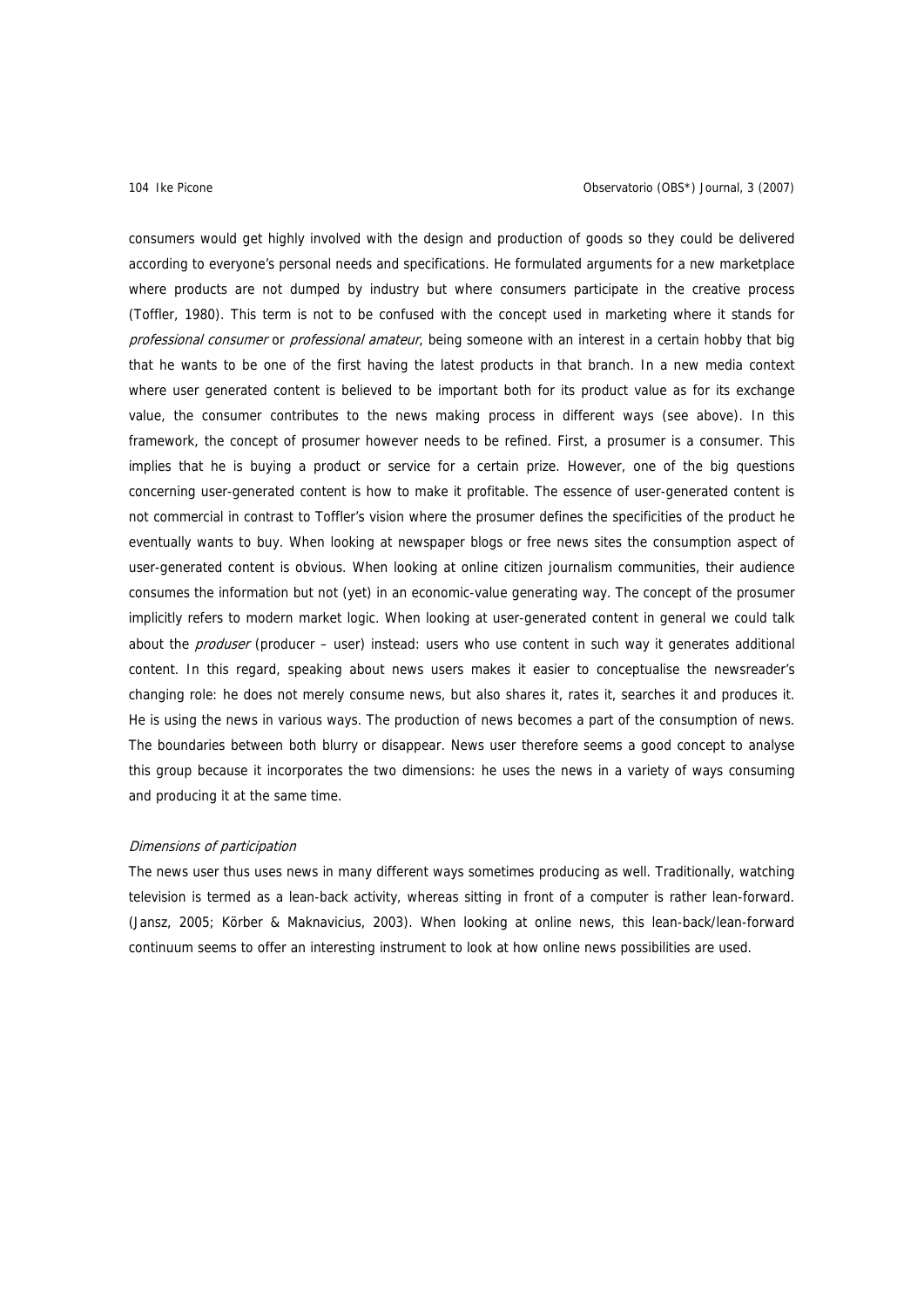consumers would get highly involved with the design and production of goods so they could be delivered according to everyone's personal needs and specifications. He formulated arguments for a new marketplace where products are not dumped by industry but where consumers participate in the creative process (Toffler, 1980). This term is not to be confused with the concept used in marketing where it stands for *professional consumer* or *professional amateur*, being someone with an interest in a certain hobby that big that he wants to be one of the first having the latest products in that branch. In a new media context where user generated content is believed to be important both for its product value as for its exchange value, the consumer contributes to the news making process in different ways (see above). In this framework, the concept of prosumer however needs to be refined. First, a prosumer is a consumer. This implies that he is buying a product or service for a certain prize. However, one of the big questions concerning user-generated content is how to make it profitable. The essence of user-generated content is not commercial in contrast to Toffler's vision where the prosumer defines the specificities of the product he eventually wants to buy. When looking at newspaper blogs or free news sites the consumption aspect of user-generated content is obvious. When looking at online citizen journalism communities, their audience consumes the information but not (yet) in an economic-value generating way. The concept of the prosumer implicitly refers to modern market logic. When looking at user-generated content in general we could talk about the *produser* (producer – user) instead: users who use content in such way it generates additional content. In this regard, speaking about news users makes it easier to conceptualise the newsreader's changing role: he does not merely consume news, but also shares it, rates it, searches it and produces it. He is using the news in various ways. The production of news becomes a part of the consumption of news. The boundaries between both blurry or disappear. News user therefore seems a good concept to analyse this group because it incorporates the two dimensions: he uses the news in a variety of ways consuming and producing it at the same time.

*Dimensions of participation*

The news user thus uses news in many different ways sometimes producing as well. Traditionally, watching television is termed as a lean-back activity, whereas sitting in front of a computer is rather lean-forward. (Jansz, 2005; Körber & Maknavicius, 2003). When looking at online news, this lean-back/lean-forward continuum seems to offer an interesting instrument to look at how online news possibilities are used.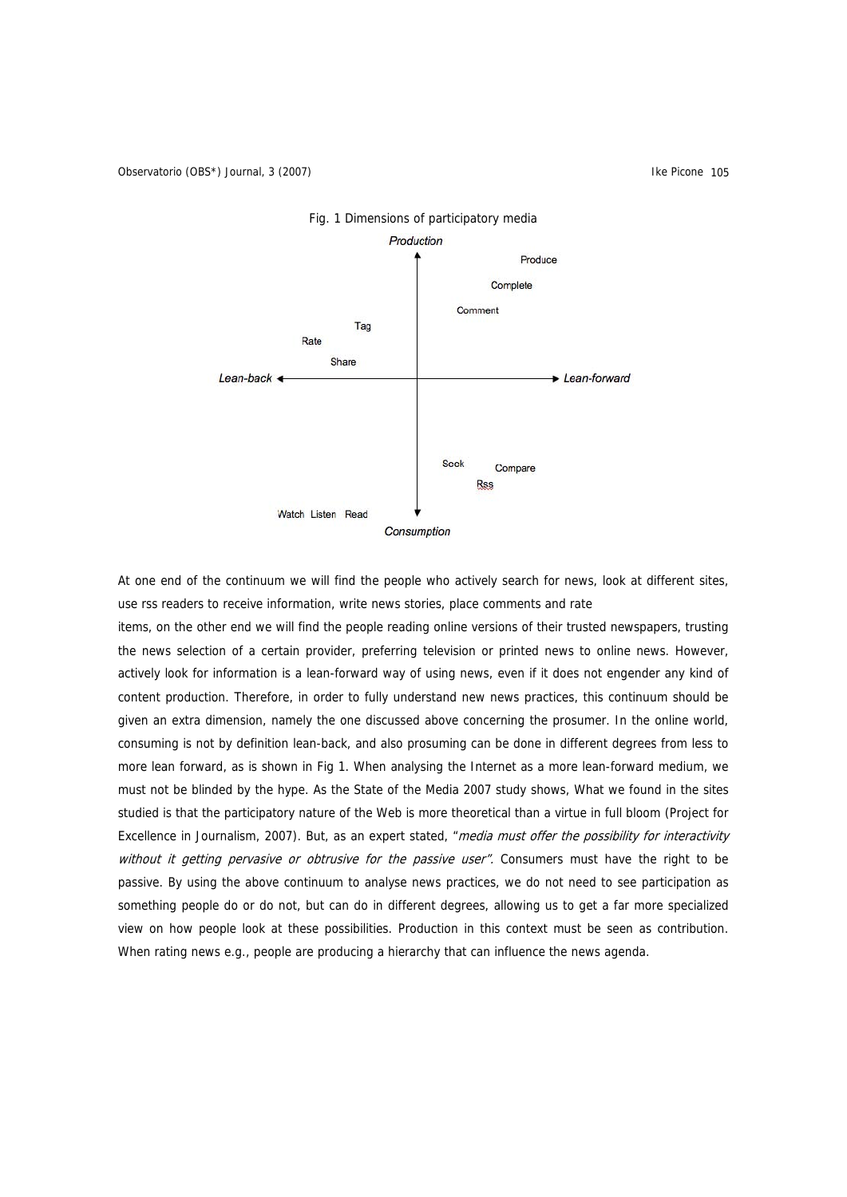Fig. 1 Dimensions of participatory media

Production

Produce

Complete

Comment

Tag

Rate

Share

Lean-back ← → Lean-forward

Seek Compare

Rss

Watch Listen Read

Consumption

At one end of the continuum we will find the people who actively search for news, look at different sites, use rss readers to receive information, write news stories, place comments and rate

items, on the other end we will find the people reading online versions of their trusted newspapers, trusting the news selection of a certain provider, preferring television or printed news to online news. However, actively look for information is a lean-forward way of using news, even if it does not engender any kind of content production. Therefore, in order to fully understand new news practices, this continuum should be given an extra dimension, namely the one discussed above concerning the prosumer. In the online world, consuming is not by definition lean-back, and also prosuming can be done in different degrees from less to more lean forward, as is shown in Fig 1. When analysing the Internet as a more lean-forward medium, we must not be blinded by the hype. As the State of the Media 2007 study shows, What we found in the sites studied is that the participatory nature of the Web is more theoretical than a virtue in full bloom (Project for Excellence in Journalism, 2007). But, as an expert stated, "*media must offer the possibility for interactivity without it getting pervasive or obtrusive for the passive user".* Consumers must have the right to be passive. By using the above continuum to analyse news practices, we do not need to see participation as something people do or do not, but can do in different degrees, allowing us to get a far more specialized view on how people look at these possibilities. Production in this context must be seen as contribution. When rating news e.g., people are producing a hierarchy that can influence the news agenda.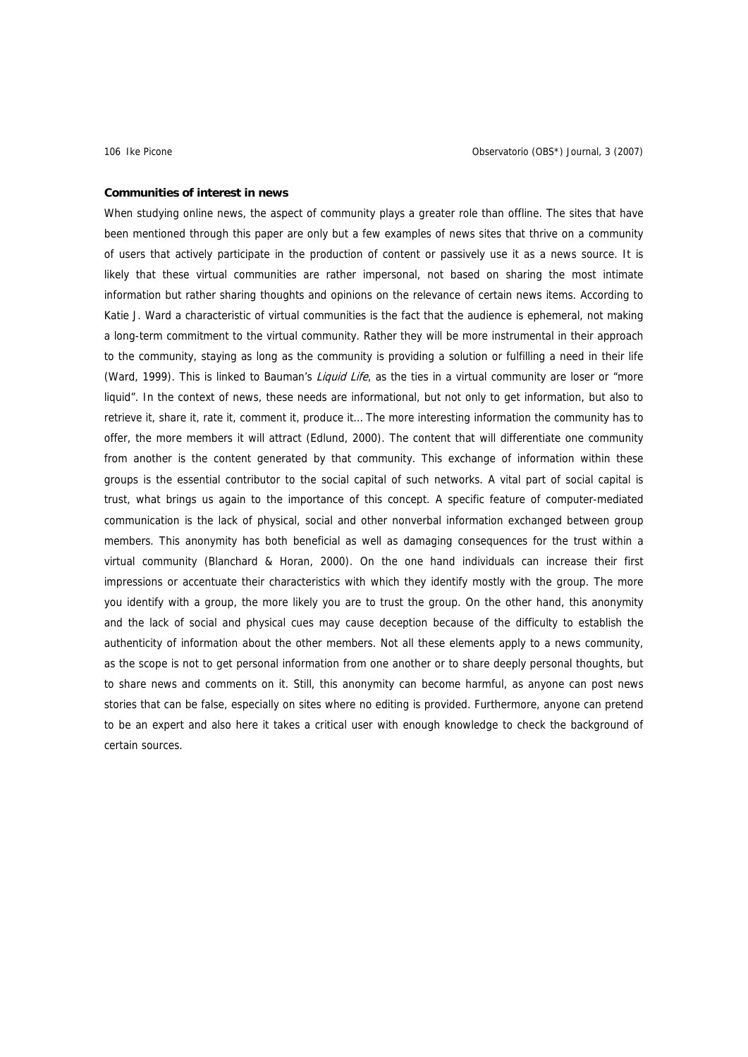**Communities of interest in news**

When studying online news, the aspect of community plays a greater role than offline. The sites that have been mentioned through this paper are only but a few examples of news sites that thrive on a community of users that actively participate in the production of content or passively use it as a news source. It is likely that these virtual communities are rather impersonal, not based on sharing the most intimate information but rather sharing thoughts and opinions on the relevance of certain news items. According to Katie J. Ward a characteristic of virtual communities is the fact that the audience is ephemeral, not making a long-term commitment to the virtual community. Rather they will be more instrumental in their approach to the community, staying as long as the community is providing a solution or fulfilling a need in their life (Ward, 1999). This is linked to Bauman's *Liquid Life*, as the ties in a virtual community are loser or "more liquid". In the context of news, these needs are informational, but not only to get information, but also to retrieve it, share it, rate it, comment it, produce it… The more interesting information the community has to offer, the more members it will attract (Edlund, 2000). The content that will differentiate one community from another is the content generated by that community. This exchange of information within these groups is the essential contributor to the social capital of such networks. A vital part of social capital is trust, what brings us again to the importance of this concept. A specific feature of computer-mediated communication is the lack of physical, social and other nonverbal information exchanged between group members. This anonymity has both beneficial as well as damaging consequences for the trust within a virtual community (Blanchard & Horan, 2000). On the one hand individuals can increase their first impressions or accentuate their characteristics with which they identify mostly with the group. The more you identify with a group, the more likely you are to trust the group. On the other hand, this anonymity and the lack of social and physical cues may cause deception because of the difficulty to establish the authenticity of information about the other members. Not all these elements apply to a news community, as the scope is not to get personal information from one another or to share deeply personal thoughts, but to share news and comments on it. Still, this anonymity can become harmful, as anyone can post news stories that can be false, especially on sites where no editing is provided. Furthermore, anyone can pretend to be an expert and also here it takes a critical user with enough knowledge to check the background of certain sources.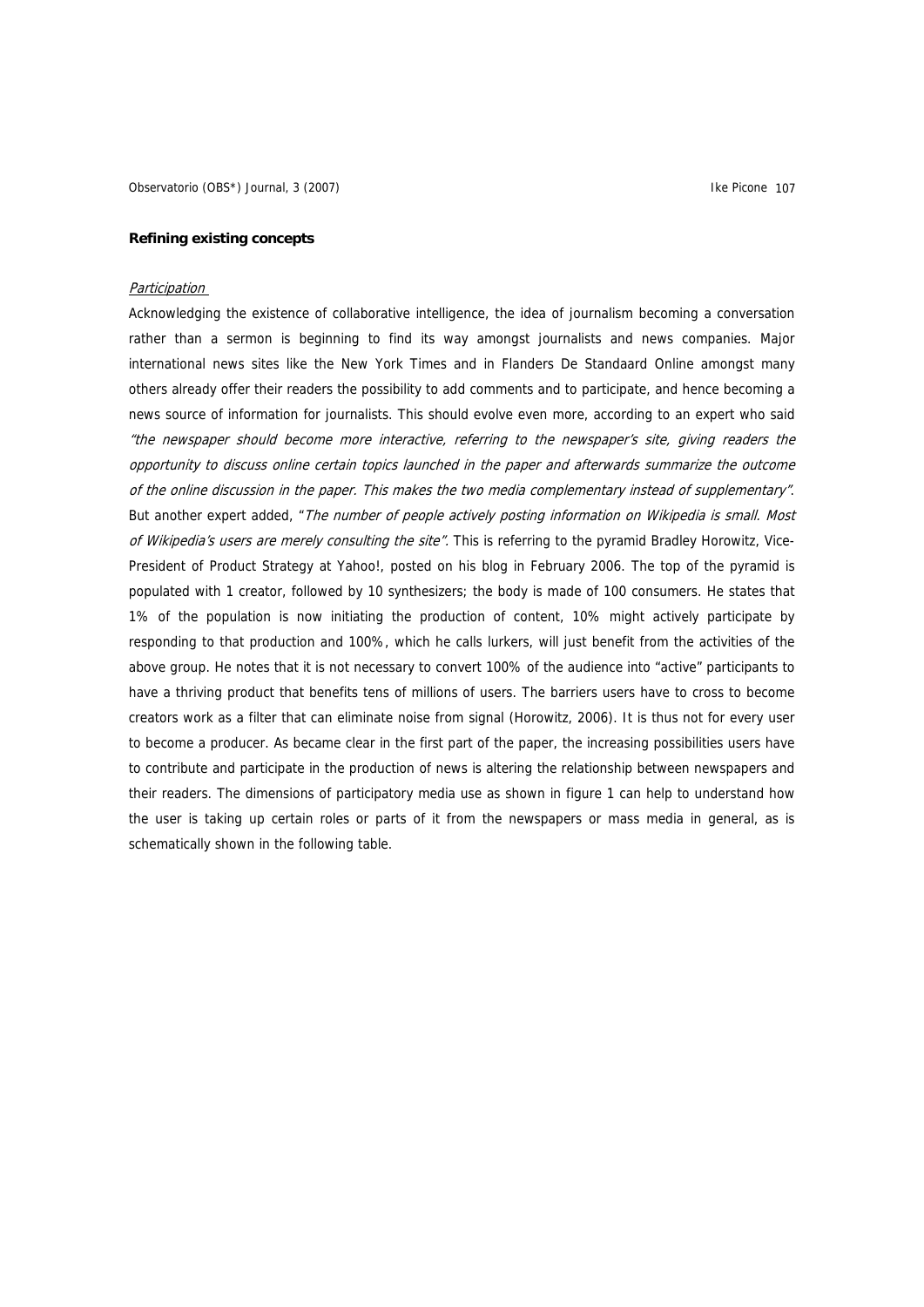**Refining existing concepts**

*Participation*

Acknowledging the existence of collaborative intelligence, the idea of journalism becoming a conversation rather than a sermon is beginning to find its way amongst journalists and news companies. Major international news sites like the New York Times and in Flanders De Standaard Online amongst many others already offer their readers the possibility to add comments and to participate, and hence becoming a news source of information for journalists. This should evolve even more, according to an expert who said *"the newspaper should become more interactive, referring to the newspaper's site, giving readers the opportunity to discuss online certain topics launched in the paper and afterwards summarize the outcome of the online discussion in the paper. This makes the two media complementary instead of supplementary"*. But another expert added, "*The number of people actively posting information on Wikipedia is small. Most of Wikipedia's users are merely consulting the site"*. This is referring to the pyramid Bradley Horowitz, Vice-President of Product Strategy at Yahoo!, posted on his blog in February 2006. The top of the pyramid is populated with 1 creator, followed by 10 synthesizers; the body is made of 100 consumers. He states that 1% of the population is now initiating the production of content, 10% might actively participate by responding to that production and 100%, which he calls lurkers, will just benefit from the activities of the above group. He notes that it is not necessary to convert 100% of the audience into "active" participants to have a thriving product that benefits tens of millions of users. The barriers users have to cross to become creators work as a filter that can eliminate noise from signal (Horowitz, 2006). It is thus not for every user to become a producer. As became clear in the first part of the paper, the increasing possibilities users have to contribute and participate in the production of news is altering the relationship between newspapers and their readers. The dimensions of participatory media use as shown in figure 1 can help to understand how the user is taking up certain roles or parts of it from the newspapers or mass media in general, as is schematically shown in the following table.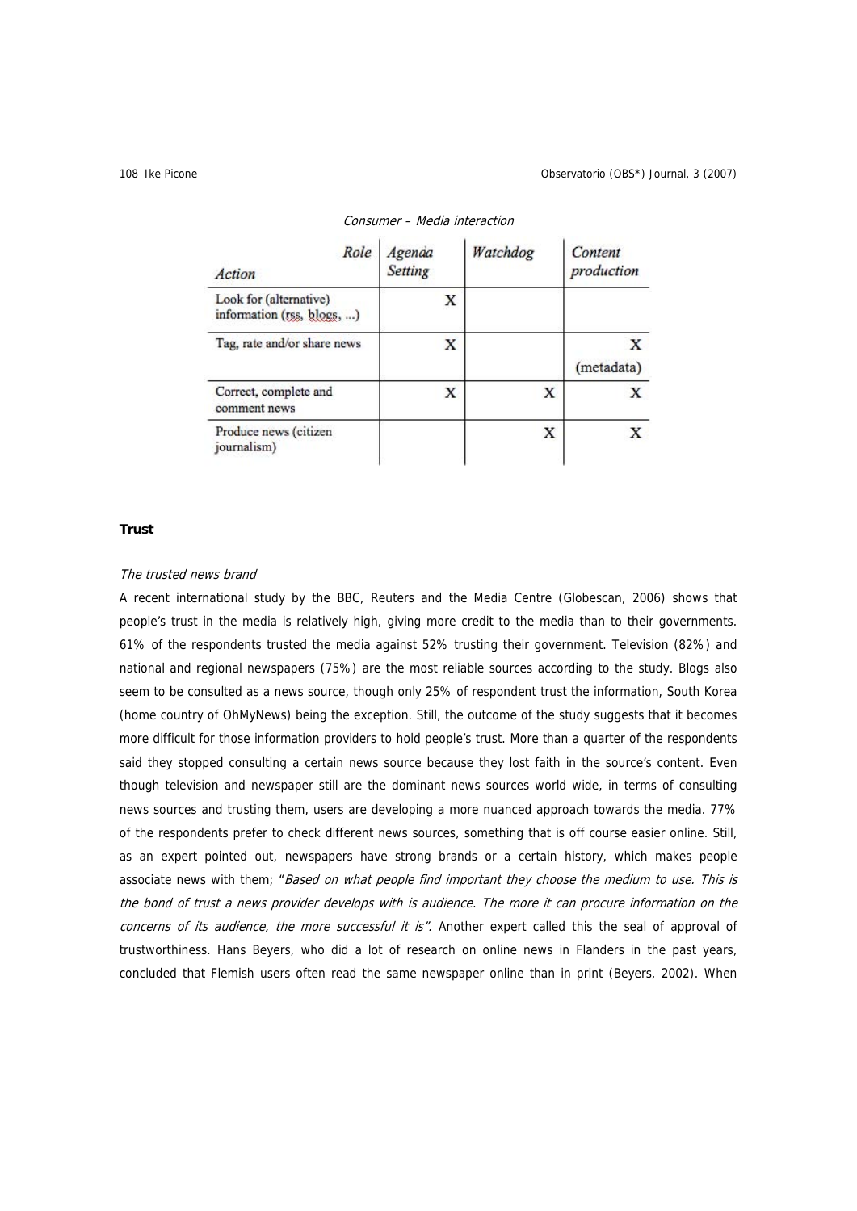Consumer – Media interaction

| Role / Action | Agenda Setting | Watchdog | Content production |
|---|---|---|---|
| Look for (alternative) information (rss, blogs, ...) | X | | |
| Tag, rate and/or share news | X | | X (metadata) |
| Correct, complete and comment news | X | X | X |
| Produce news (citizen journalism) | | X | X |

**Trust**

*The trusted news brand*

A recent international study by the BBC, Reuters and the Media Centre (Globescan, 2006) shows that people's trust in the media is relatively high, giving more credit to the media than to their governments. 61% of the respondents trusted the media against 52% trusting their government. Television (82%) and national and regional newspapers (75%) are the most reliable sources according to the study. Blogs also seem to be consulted as a news source, though only 25% of respondent trust the information, South Korea (home country of OhMyNews) being the exception. Still, the outcome of the study suggests that it becomes more difficult for those information providers to hold people's trust. More than a quarter of the respondents said they stopped consulting a certain news source because they lost faith in the source's content. Even though television and newspaper still are the dominant news sources world wide, in terms of consulting news sources and trusting them, users are developing a more nuanced approach towards the media. 77% of the respondents prefer to check different news sources, something that is off course easier online. Still, as an expert pointed out, newspapers have strong brands or a certain history, which makes people associate news with them; "*Based on what people find important they choose the medium to use. This is the bond of trust a news provider develops with is audience. The more it can procure information on the concerns of its audience, the more successful it is*". Another expert called this the seal of approval of trustworthiness. Hans Beyers, who did a lot of research on online news in Flanders in the past years, concluded that Flemish users often read the same newspaper online than in print (Beyers, 2002). When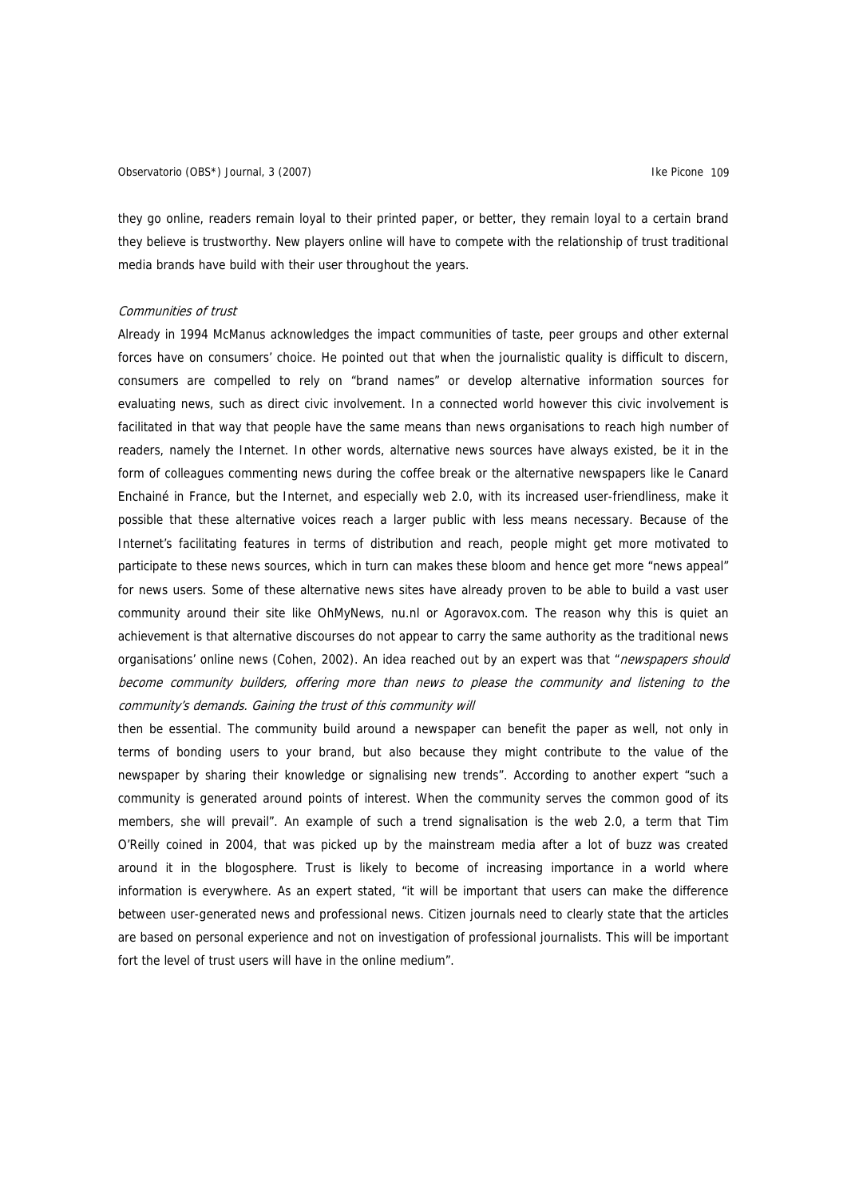they go online, readers remain loyal to their printed paper, or better, they remain loyal to a certain brand they believe is trustworthy. New players online will have to compete with the relationship of trust traditional media brands have build with their user throughout the years.

*Communities of trust*

Already in 1994 McManus acknowledges the impact communities of taste, peer groups and other external forces have on consumers' choice. He pointed out that when the journalistic quality is difficult to discern, consumers are compelled to rely on "brand names" or develop alternative information sources for evaluating news, such as direct civic involvement. In a connected world however this civic involvement is facilitated in that way that people have the same means than news organisations to reach high number of readers, namely the Internet. In other words, alternative news sources have always existed, be it in the form of colleagues commenting news during the coffee break or the alternative newspapers like le Canard Enchainé in France, but the Internet, and especially web 2.0, with its increased user-friendliness, make it possible that these alternative voices reach a larger public with less means necessary. Because of the Internet's facilitating features in terms of distribution and reach, people might get more motivated to participate to these news sources, which in turn can makes these bloom and hence get more "news appeal" for news users. Some of these alternative news sites have already proven to be able to build a vast user community around their site like OhMyNews, nu.nl or Agoravox.com. The reason why this is quiet an achievement is that alternative discourses do not appear to carry the same authority as the traditional news organisations' online news (Cohen, 2002). An idea reached out by an expert was that "*newspapers should become community builders, offering more than news to please the community and listening to the community's demands. Gaining the trust of this community will* then be essential. The community build around a newspaper can benefit the paper as well, not only in terms of bonding users to your brand, but also because they might contribute to the value of the newspaper by sharing their knowledge or signalising new trends". According to another expert "such a community is generated around points of interest. When the community serves the common good of its members, she will prevail". An example of such a trend signalisation is the web 2.0, a term that Tim O'Reilly coined in 2004, that was picked up by the mainstream media after a lot of buzz was created around it in the blogosphere. Trust is likely to become of increasing importance in a world where information is everywhere. As an expert stated, "it will be important that users can make the difference between user-generated news and professional news. Citizen journals need to clearly state that the articles are based on personal experience and not on investigation of professional journalists. This will be important fort the level of trust users will have in the online medium".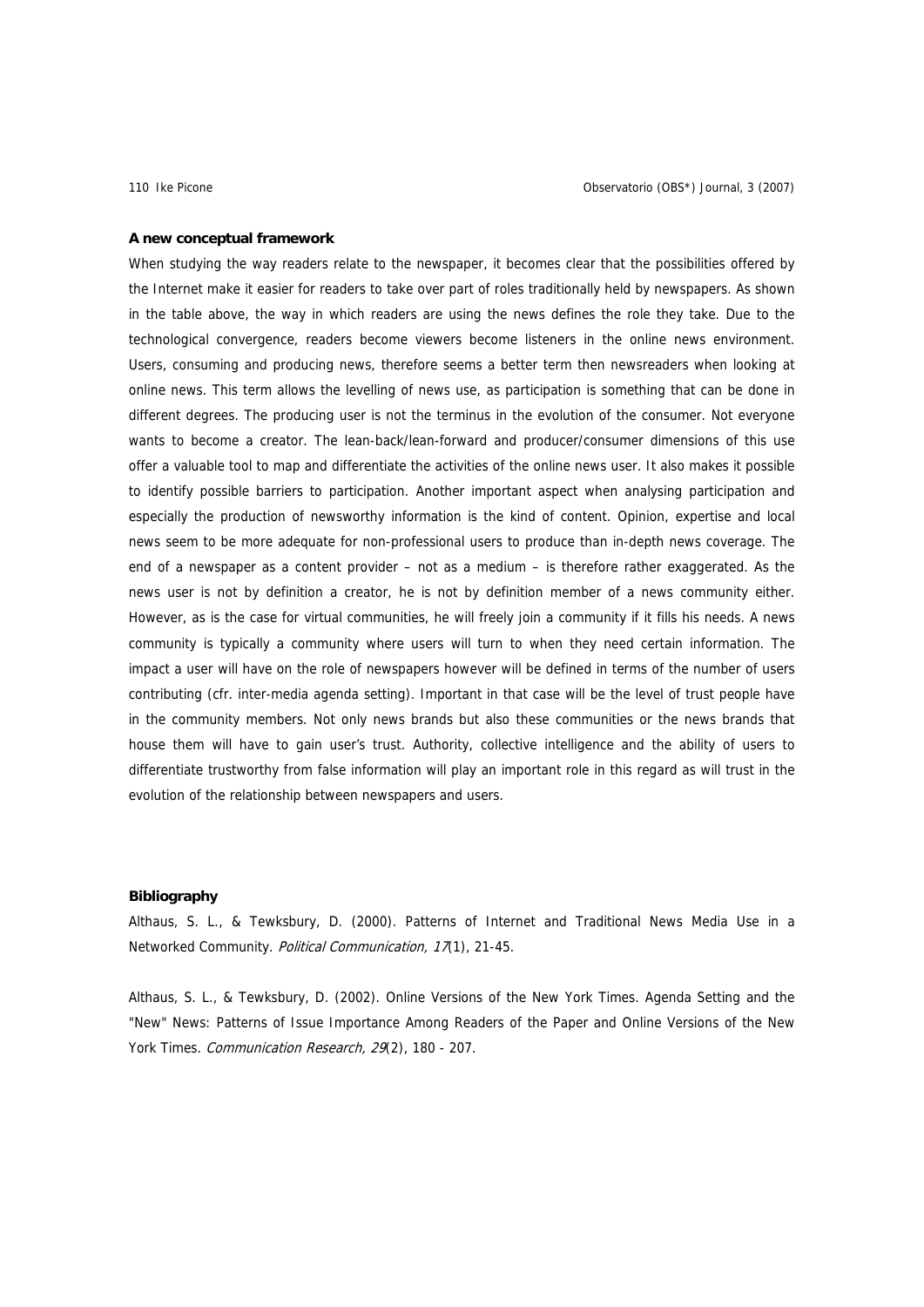**A new conceptual framework**

When studying the way readers relate to the newspaper, it becomes clear that the possibilities offered by the Internet make it easier for readers to take over part of roles traditionally held by newspapers. As shown in the table above, the way in which readers are using the news defines the role they take. Due to the technological convergence, readers become viewers become listeners in the online news environment. Users, consuming and producing news, therefore seems a better term then newsreaders when looking at online news. This term allows the levelling of news use, as participation is something that can be done in different degrees. The producing user is not the terminus in the evolution of the consumer. Not everyone wants to become a creator. The lean-back/lean-forward and producer/consumer dimensions of this use offer a valuable tool to map and differentiate the activities of the online news user. It also makes it possible to identify possible barriers to participation. Another important aspect when analysing participation and especially the production of newsworthy information is the kind of content. Opinion, expertise and local news seem to be more adequate for non-professional users to produce than in-depth news coverage. The end of a newspaper as a content provider – not as a medium – is therefore rather exaggerated. As the news user is not by definition a creator, he is not by definition member of a news community either. However, as is the case for virtual communities, he will freely join a community if it fills his needs. A news community is typically a community where users will turn to when they need certain information. The impact a user will have on the role of newspapers however will be defined in terms of the number of users contributing (cfr. inter-media agenda setting). Important in that case will be the level of trust people have in the community members. Not only news brands but also these communities or the news brands that house them will have to gain user's trust. Authority, collective intelligence and the ability of users to differentiate trustworthy from false information will play an important role in this regard as will trust in the evolution of the relationship between newspapers and users.

**Bibliography**

Althaus, S. L., & Tewksbury, D. (2000). Patterns of Internet and Traditional News Media Use in a Networked Community. *Political Communication, 17*(1), 21-45.

Althaus, S. L., & Tewksbury, D. (2002). Online Versions of the New York Times. Agenda Setting and the "New" News: Patterns of Issue Importance Among Readers of the Paper and Online Versions of the New York Times. *Communication Research, 29*(2), 180 - 207.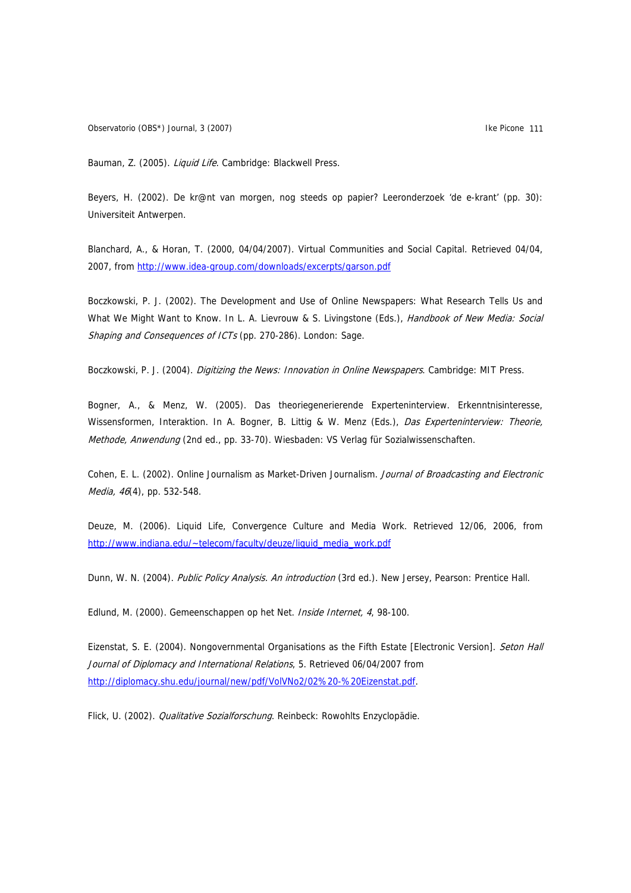Bauman, Z. (2005). *Liquid Life*. Cambridge: Blackwell Press.

Beyers, H. (2002). De kr@nt van morgen, nog steeds op papier? Leeronderzoek 'de e-krant' (pp. 30): Universiteit Antwerpen.

Blanchard, A., & Horan, T. (2000, 04/04/2007). Virtual Communities and Social Capital. Retrieved 04/04, 2007, from http://www.idea-group.com/downloads/excerpts/garson.pdf

Boczkowski, P. J. (2002). The Development and Use of Online Newspapers: What Research Tells Us and What We Might Want to Know. In L. A. Lievrouw & S. Livingstone (Eds.), *Handbook of New Media: Social Shaping and Consequences of ICTs* (pp. 270-286). London: Sage.

Boczkowski, P. J. (2004). *Digitizing the News: Innovation in Online Newspapers*. Cambridge: MIT Press.

Bogner, A., & Menz, W. (2005). Das theoriegenerierende Experteninterview. Erkenntnisinteresse, Wissensformen, Interaktion. In A. Bogner, B. Littig & W. Menz (Eds.), *Das Experteninterview: Theorie, Methode, Anwendung* (2nd ed., pp. 33-70). Wiesbaden: VS Verlag für Sozialwissenschaften.

Cohen, E. L. (2002). Online Journalism as Market-Driven Journalism. *Journal of Broadcasting and Electronic Media, 46*(4), pp. 532-548.

Deuze, M. (2006). Liquid Life, Convergence Culture and Media Work. Retrieved 12/06, 2006, from http://www.indiana.edu/~telecom/faculty/deuze/liquid_media_work.pdf

Dunn, W. N. (2004). *Public Policy Analysis. An introduction* (3rd ed.). New Jersey, Pearson: Prentice Hall.

Edlund, M. (2000). Gemeenschappen op het Net. *Inside Internet, 4*, 98-100.

Eizenstat, S. E. (2004). Nongovernmental Organisations as the Fifth Estate [Electronic Version]. *Seton Hall Journal of Diplomacy and International Relations*, 5. Retrieved 06/04/2007 from http://diplomacy.shu.edu/journal/new/pdf/VolVNo2/02%20-%20Eizenstat.pdf.

Flick, U. (2002). *Qualitative Sozialforschung*. Reinbeck: Rowohlts Enzyclopädie.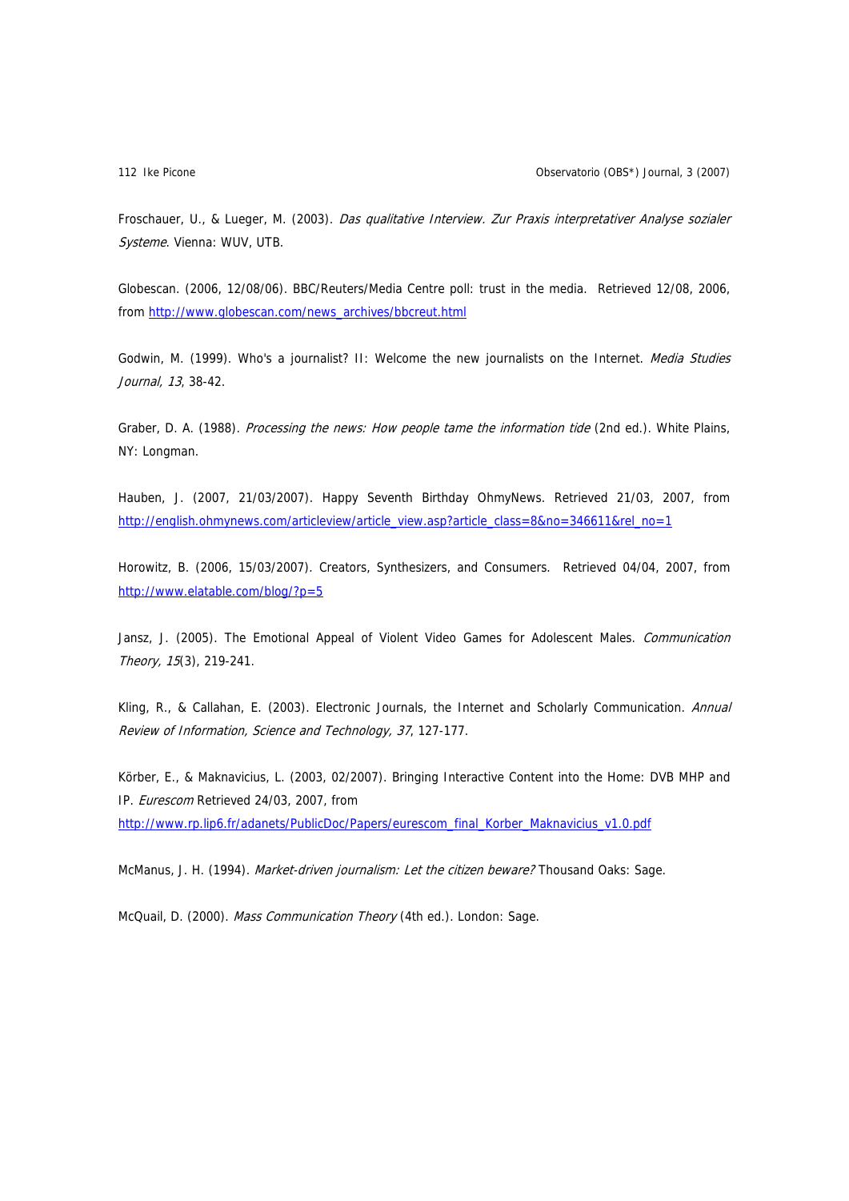Froschauer, U., & Lueger, M. (2003). *Das qualitative Interview. Zur Praxis interpretativer Analyse sozialer Systeme*. Vienna: WUV, UTB.

Globescan. (2006, 12/08/06). BBC/Reuters/Media Centre poll: trust in the media. Retrieved 12/08, 2006, from http://www.globescan.com/news_archives/bbcreut.html

Godwin, M. (1999). Who's a journalist? II: Welcome the new journalists on the Internet. *Media Studies Journal, 13*, 38-42.

Graber, D. A. (1988). *Processing the news: How people tame the information tide* (2nd ed.). White Plains, NY: Longman.

Hauben, J. (2007, 21/03/2007). Happy Seventh Birthday OhmyNews. Retrieved 21/03, 2007, from http://english.ohmynews.com/articleview/article_view.asp?article_class=8&no=346611&rel_no=1

Horowitz, B. (2006, 15/03/2007). Creators, Synthesizers, and Consumers. Retrieved 04/04, 2007, from http://www.elatable.com/blog/?p=5

Jansz, J. (2005). The Emotional Appeal of Violent Video Games for Adolescent Males. *Communication Theory, 15*(3), 219-241.

Kling, R., & Callahan, E. (2003). Electronic Journals, the Internet and Scholarly Communication. *Annual Review of Information, Science and Technology, 37*, 127-177.

Körber, E., & Maknavicius, L. (2003, 02/2007). Bringing Interactive Content into the Home: DVB MHP and IP. *Eurescom* Retrieved 24/03, 2007, from http://www.rp.lip6.fr/adanets/PublicDoc/Papers/eurescom_final_Korber_Maknavicius_v1.0.pdf

McManus, J. H. (1994). *Market-driven journalism: Let the citizen beware?* Thousand Oaks: Sage.

McQuail, D. (2000). *Mass Communication Theory* (4th ed.). London: Sage.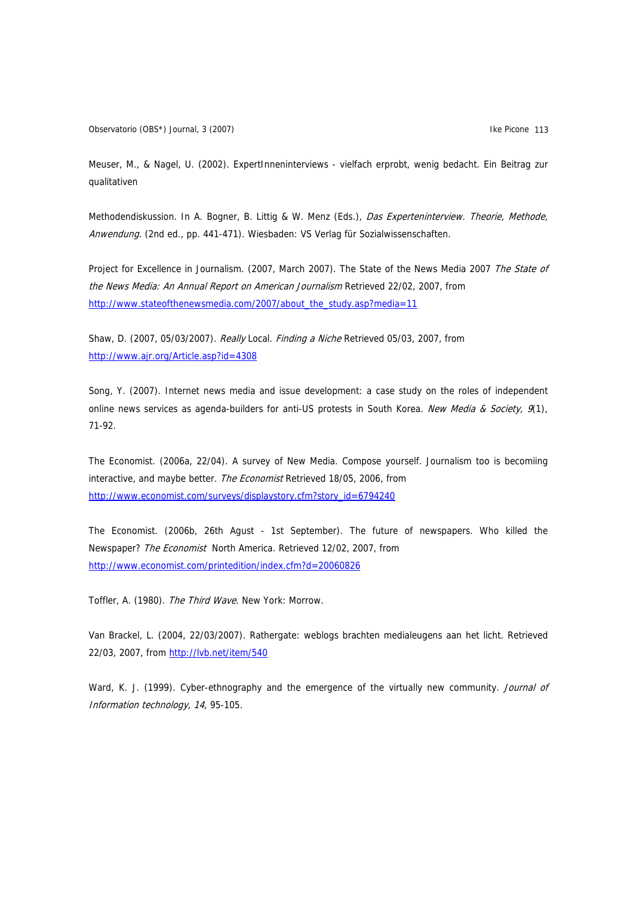Meuser, M., & Nagel, U. (2002). ExpertInneninterviews - vielfach erprobt, wenig bedacht. Ein Beitrag zur qualitativen

Methodendiskussion. In A. Bogner, B. Littig & W. Menz (Eds.), *Das Experteninterview. Theorie, Methode, Anwendung*. (2nd ed., pp. 441-471). Wiesbaden: VS Verlag für Sozialwissenschaften.

Project for Excellence in Journalism. (2007, March 2007). The State of the News Media 2007 *The State of the News Media: An Annual Report on American Journalism* Retrieved 22/02, 2007, from http://www.stateofthenewsmedia.com/2007/about_the_study.asp?media=11

Shaw, D. (2007, 05/03/2007). *Really* Local. *Finding a Niche* Retrieved 05/03, 2007, from http://www.ajr.org/Article.asp?id=4308

Song, Y. (2007). Internet news media and issue development: a case study on the roles of independent online news services as agenda-builders for anti-US protests in South Korea. *New Media & Society, 9*(1), 71-92.

The Economist. (2006a, 22/04). A survey of New Media. Compose yourself. Journalism too is becomiing interactive, and maybe better. *The Economist* Retrieved 18/05, 2006, from http://www.economist.com/surveys/displaystory.cfm?story_id=6794240

The Economist. (2006b, 26th Agust - 1st September). The future of newspapers. Who killed the Newspaper? *The Economist* North America. Retrieved 12/02, 2007, from http://www.economist.com/printedition/index.cfm?d=20060826

Toffler, A. (1980). *The Third Wave*. New York: Morrow.

Van Brackel, L. (2004, 22/03/2007). Rathergate: weblogs brachten medialeugens aan het licht. Retrieved 22/03, 2007, from http://lvb.net/item/540

Ward, K. J. (1999). Cyber-ethnography and the emergence of the virtually new community. *Journal of Information technology, 14*, 95-105.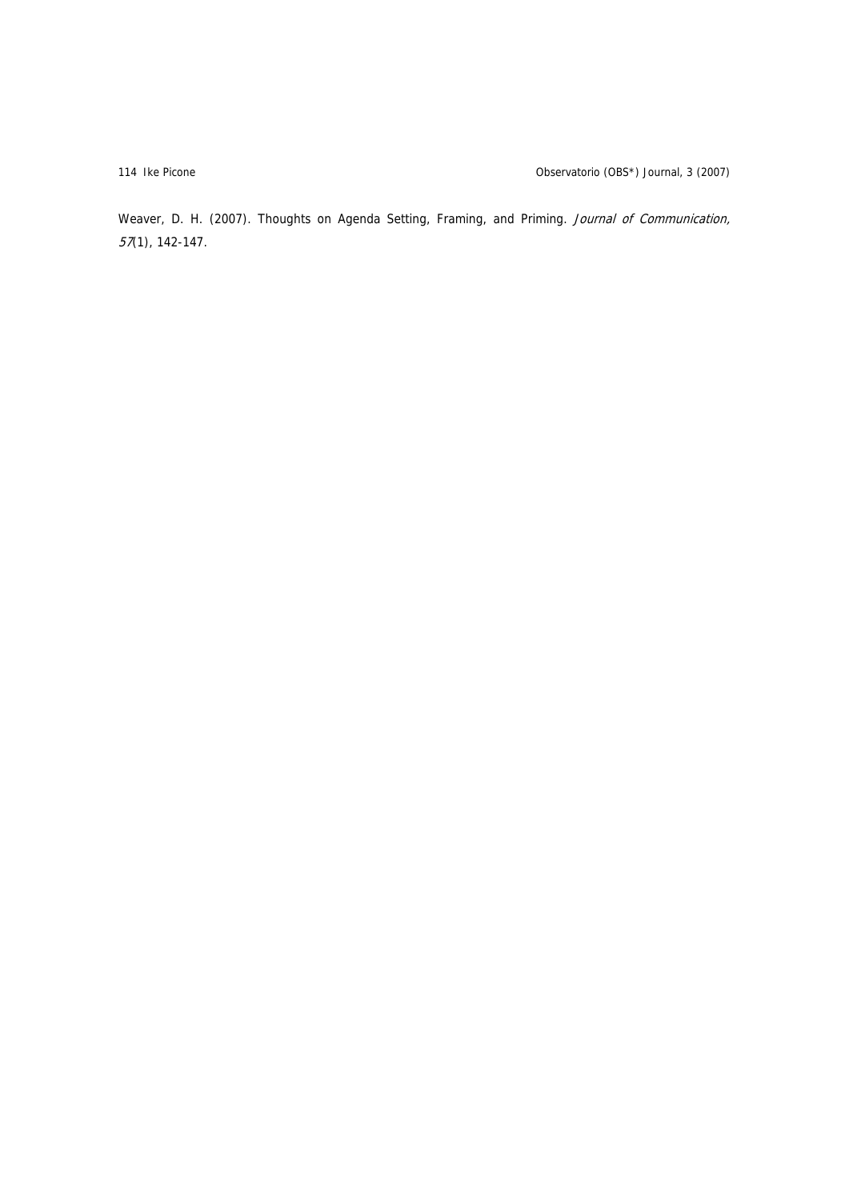Weaver, D. H. (2007). Thoughts on Agenda Setting, Framing, and Priming. *Journal of Communication, 57*(1), 142-147.